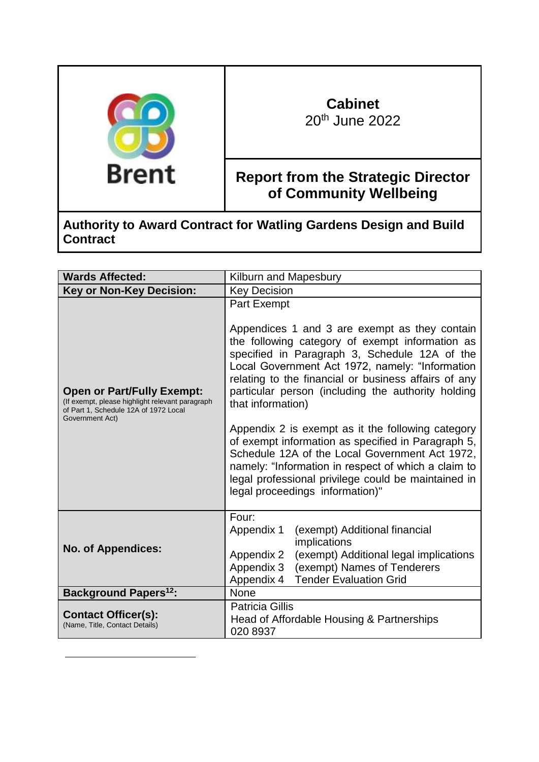Brent

**Cabinet**
20th June 2022

**Report from the Strategic Director of Community Wellbeing**

# Authority to Award Contract for Watling Gardens Design and Build Contract

| **Wards Affected:** | Kilburn and Mapesbury |
|---|---|
| **Key or Non-Key Decision:** | Key Decision |
| **Open or Part/Fully Exempt:** (If exempt, please highlight relevant paragraph of Part 1, Schedule 12A of 1972 Local Government Act) | Part Exempt<br><br>Appendices 1 and 3 are exempt as they contain the following category of exempt information as specified in Paragraph 3, Schedule 12A of the Local Government Act 1972, namely: "Information relating to the financial or business affairs of any particular person (including the authority holding that information)<br><br>Appendix 2 is exempt as it the following category of exempt information as specified in Paragraph 5, Schedule 12A of the Local Government Act 1972, namely: "Information in respect of which a claim to legal professional privilege could be maintained in legal proceedings information)" |
| **No. of Appendices:** | Four:<br>Appendix 1 (exempt) Additional financial implications<br>Appendix 2 (exempt) Additional legal implications<br>Appendix 3 (exempt) Names of Tenderers<br>Appendix 4 Tender Evaluation Grid |
| **Background Papers[12]:** | None |
| **Contact Officer(s):** (Name, Title, Contact Details) | Patricia Gillis<br>Head of Affordable Housing & Partnerships<br>020 8937 |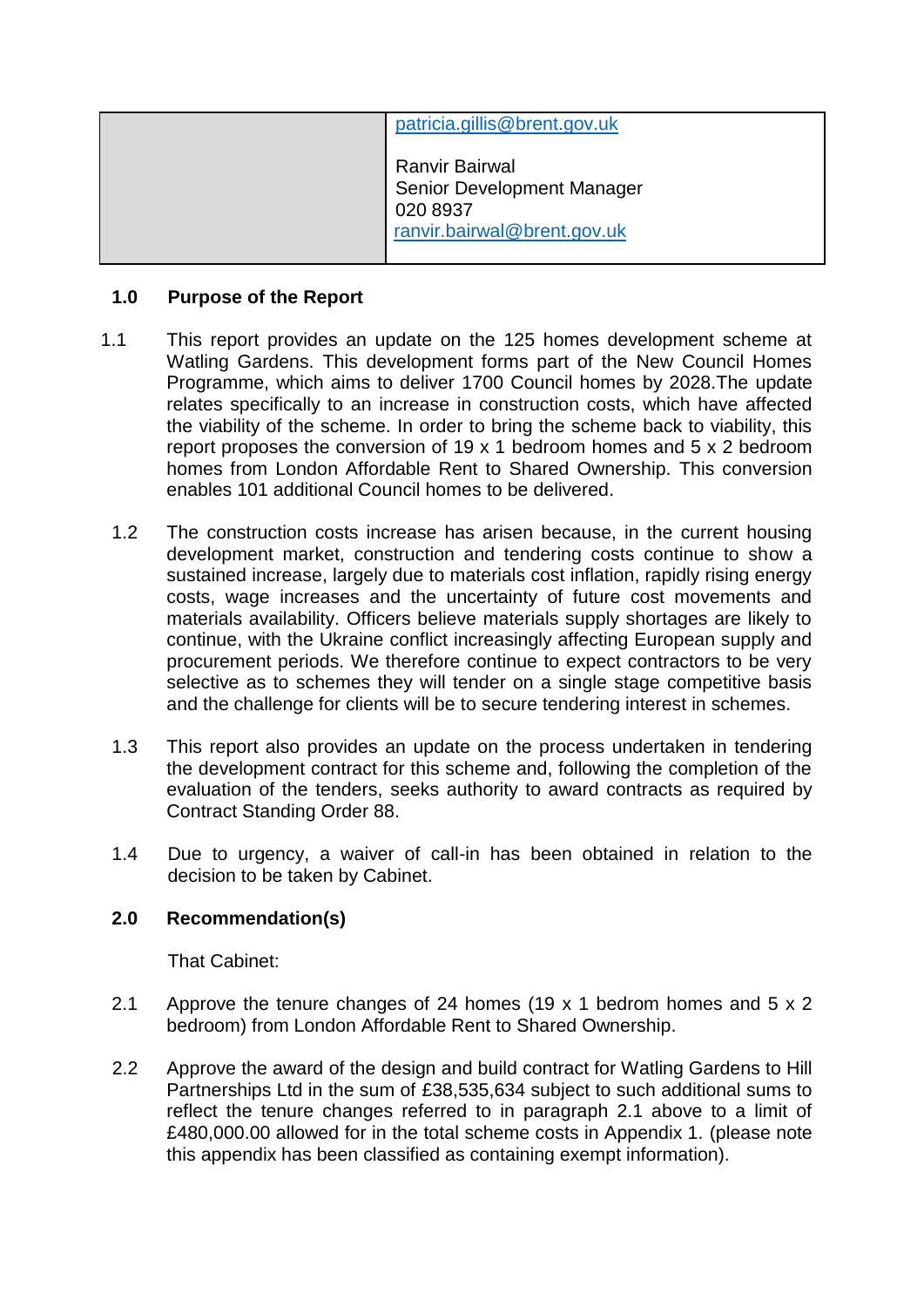| | patricia.gillis@brent.gov.uk<br><br>Ranvir Bairwal<br>Senior Development Manager<br>020 8937<br>ranvir.bairwal@brent.gov.uk |
|---|---|

## 1.0 Purpose of the Report

1.1 This report provides an update on the 125 homes development scheme at Watling Gardens. This development forms part of the New Council Homes Programme, which aims to deliver 1700 Council homes by 2028.The update relates specifically to an increase in construction costs, which have affected the viability of the scheme. In order to bring the scheme back to viability, this report proposes the conversion of 19 x 1 bedroom homes and 5 x 2 bedroom homes from London Affordable Rent to Shared Ownership. This conversion enables 101 additional Council homes to be delivered.

1.2 The construction costs increase has arisen because, in the current housing development market, construction and tendering costs continue to show a sustained increase, largely due to materials cost inflation, rapidly rising energy costs, wage increases and the uncertainty of future cost movements and materials availability. Officers believe materials supply shortages are likely to continue, with the Ukraine conflict increasingly affecting European supply and procurement periods. We therefore continue to expect contractors to be very selective as to schemes they will tender on a single stage competitive basis and the challenge for clients will be to secure tendering interest in schemes.

1.3 This report also provides an update on the process undertaken in tendering the development contract for this scheme and, following the completion of the evaluation of the tenders, seeks authority to award contracts as required by Contract Standing Order 88.

1.4 Due to urgency, a waiver of call-in has been obtained in relation to the decision to be taken by Cabinet.

## 2.0 Recommendation(s)

That Cabinet:

2.1 Approve the tenure changes of 24 homes (19 x 1 bedrom homes and 5 x 2 bedroom) from London Affordable Rent to Shared Ownership.

2.2 Approve the award of the design and build contract for Watling Gardens to Hill Partnerships Ltd in the sum of £38,535,634 subject to such additional sums to reflect the tenure changes referred to in paragraph 2.1 above to a limit of £480,000.00 allowed for in the total scheme costs in Appendix 1. (please note this appendix has been classified as containing exempt information).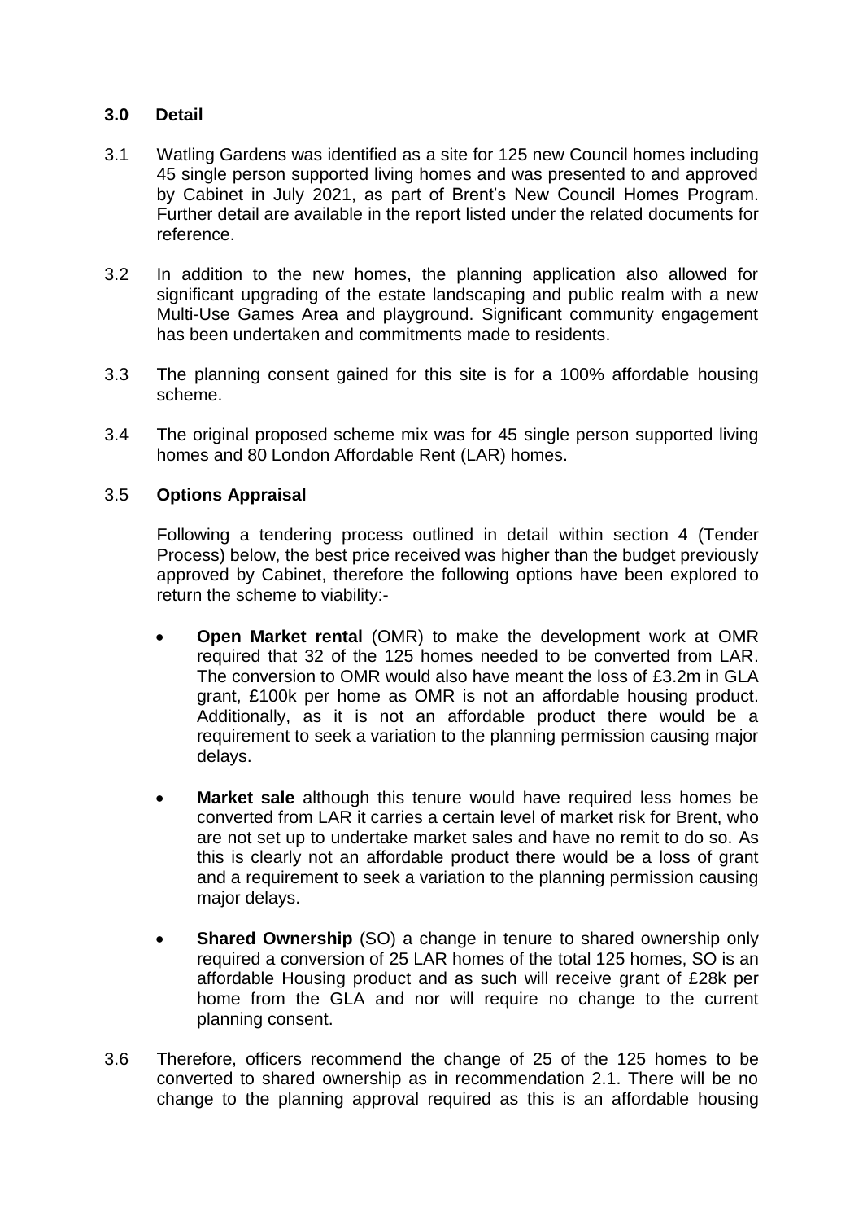## 3.0 Detail

3.1 Watling Gardens was identified as a site for 125 new Council homes including 45 single person supported living homes and was presented to and approved by Cabinet in July 2021, as part of Brent's New Council Homes Program. Further detail are available in the report listed under the related documents for reference.

3.2 In addition to the new homes, the planning application also allowed for significant upgrading of the estate landscaping and public realm with a new Multi-Use Games Area and playground. Significant community engagement has been undertaken and commitments made to residents.

3.3 The planning consent gained for this site is for a 100% affordable housing scheme.

3.4 The original proposed scheme mix was for 45 single person supported living homes and 80 London Affordable Rent (LAR) homes.

3.5 **Options Appraisal**

Following a tendering process outlined in detail within section 4 (Tender Process) below, the best price received was higher than the budget previously approved by Cabinet, therefore the following options have been explored to return the scheme to viability:-

- **Open Market rental** (OMR) to make the development work at OMR required that 32 of the 125 homes needed to be converted from LAR. The conversion to OMR would also have meant the loss of £3.2m in GLA grant, £100k per home as OMR is not an affordable housing product. Additionally, as it is not an affordable product there would be a requirement to seek a variation to the planning permission causing major delays.

- **Market sale** although this tenure would have required less homes be converted from LAR it carries a certain level of market risk for Brent, who are not set up to undertake market sales and have no remit to do so. As this is clearly not an affordable product there would be a loss of grant and a requirement to seek a variation to the planning permission causing major delays.

- **Shared Ownership** (SO) a change in tenure to shared ownership only required a conversion of 25 LAR homes of the total 125 homes, SO is an affordable Housing product and as such will receive grant of £28k per home from the GLA and nor will require no change to the current planning consent.

3.6 Therefore, officers recommend the change of 25 of the 125 homes to be converted to shared ownership as in recommendation 2.1. There will be no change to the planning approval required as this is an affordable housing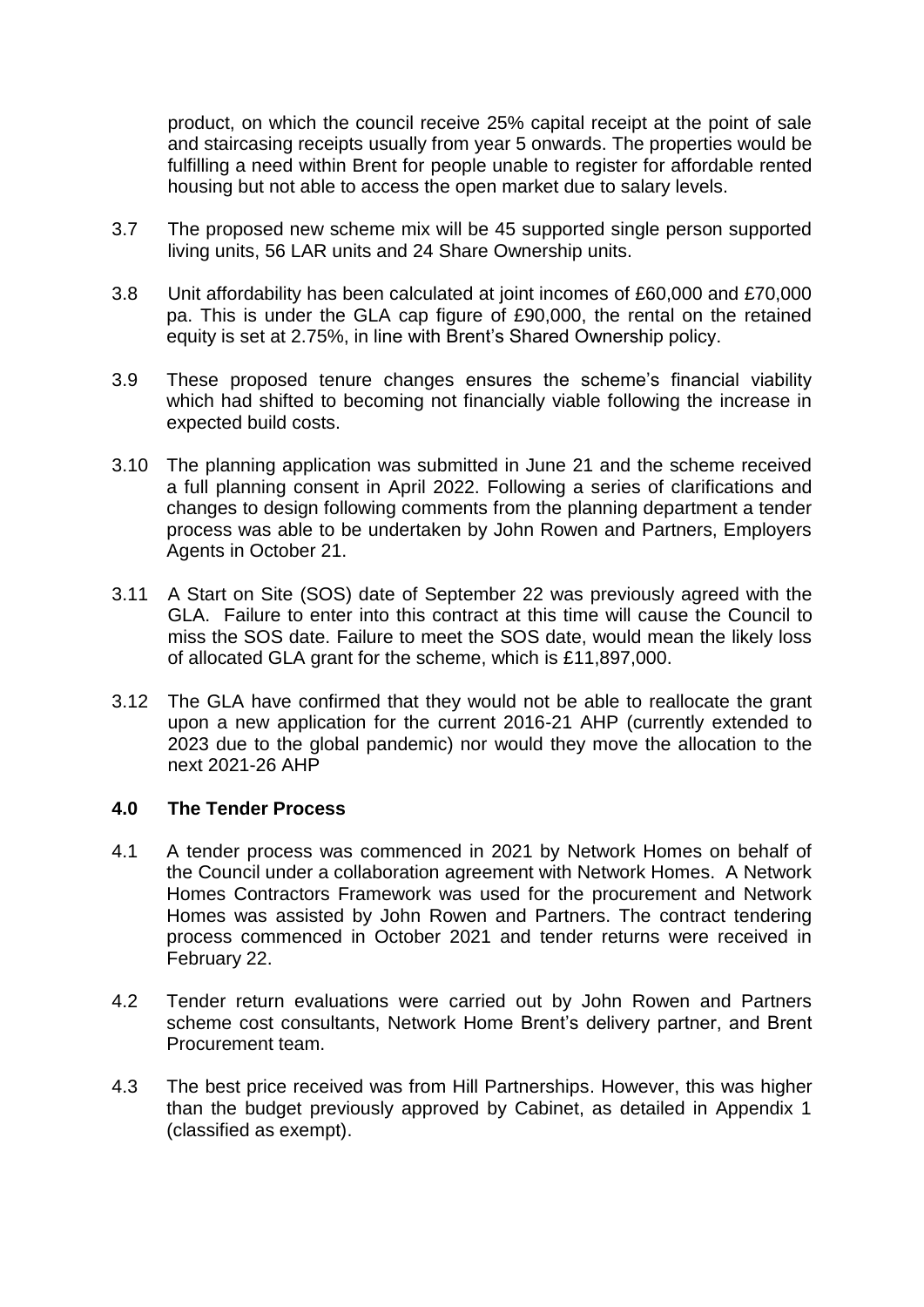product, on which the council receive 25% capital receipt at the point of sale and staircasing receipts usually from year 5 onwards. The properties would be fulfilling a need within Brent for people unable to register for affordable rented housing but not able to access the open market due to salary levels.

3.7 The proposed new scheme mix will be 45 supported single person supported living units, 56 LAR units and 24 Share Ownership units.

3.8 Unit affordability has been calculated at joint incomes of £60,000 and £70,000 pa. This is under the GLA cap figure of £90,000, the rental on the retained equity is set at 2.75%, in line with Brent's Shared Ownership policy.

3.9 These proposed tenure changes ensures the scheme's financial viability which had shifted to becoming not financially viable following the increase in expected build costs.

3.10 The planning application was submitted in June 21 and the scheme received a full planning consent in April 2022. Following a series of clarifications and changes to design following comments from the planning department a tender process was able to be undertaken by John Rowen and Partners, Employers Agents in October 21.

3.11 A Start on Site (SOS) date of September 22 was previously agreed with the GLA. Failure to enter into this contract at this time will cause the Council to miss the SOS date. Failure to meet the SOS date, would mean the likely loss of allocated GLA grant for the scheme, which is £11,897,000.

3.12 The GLA have confirmed that they would not be able to reallocate the grant upon a new application for the current 2016-21 AHP (currently extended to 2023 due to the global pandemic) nor would they move the allocation to the next 2021-26 AHP

## 4.0 The Tender Process

4.1 A tender process was commenced in 2021 by Network Homes on behalf of the Council under a collaboration agreement with Network Homes. A Network Homes Contractors Framework was used for the procurement and Network Homes was assisted by John Rowen and Partners. The contract tendering process commenced in October 2021 and tender returns were received in February 22.

4.2 Tender return evaluations were carried out by John Rowen and Partners scheme cost consultants, Network Home Brent's delivery partner, and Brent Procurement team.

4.3 The best price received was from Hill Partnerships. However, this was higher than the budget previously approved by Cabinet, as detailed in Appendix 1 (classified as exempt).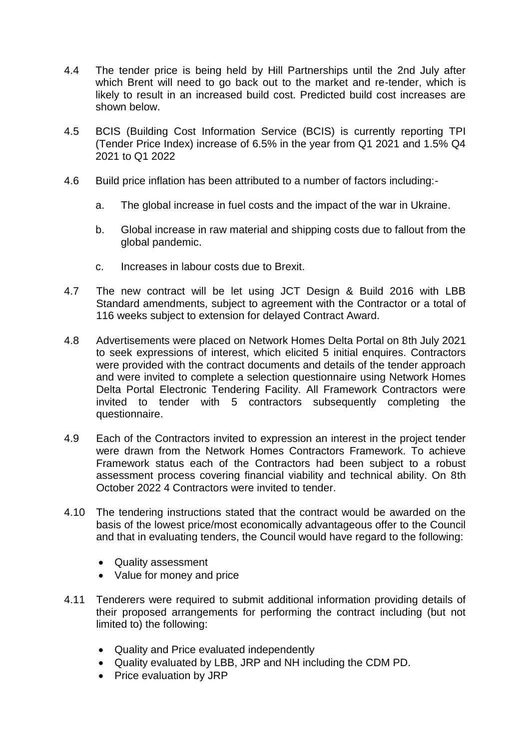4.4 The tender price is being held by Hill Partnerships until the 2nd July after which Brent will need to go back out to the market and re-tender, which is likely to result in an increased build cost. Predicted build cost increases are shown below.

4.5 BCIS (Building Cost Information Service (BCIS) is currently reporting TPI (Tender Price Index) increase of 6.5% in the year from Q1 2021 and 1.5% Q4 2021 to Q1 2022

4.6 Build price inflation has been attributed to a number of factors including:-

a. The global increase in fuel costs and the impact of the war in Ukraine.

b. Global increase in raw material and shipping costs due to fallout from the global pandemic.

c. Increases in labour costs due to Brexit.

4.7 The new contract will be let using JCT Design & Build 2016 with LBB Standard amendments, subject to agreement with the Contractor or a total of 116 weeks subject to extension for delayed Contract Award.

4.8 Advertisements were placed on Network Homes Delta Portal on 8th July 2021 to seek expressions of interest, which elicited 5 initial enquires. Contractors were provided with the contract documents and details of the tender approach and were invited to complete a selection questionnaire using Network Homes Delta Portal Electronic Tendering Facility. All Framework Contractors were invited to tender with 5 contractors subsequently completing the questionnaire.

4.9 Each of the Contractors invited to expression an interest in the project tender were drawn from the Network Homes Contractors Framework. To achieve Framework status each of the Contractors had been subject to a robust assessment process covering financial viability and technical ability. On 8th October 2022 4 Contractors were invited to tender.

4.10 The tendering instructions stated that the contract would be awarded on the basis of the lowest price/most economically advantageous offer to the Council and that in evaluating tenders, the Council would have regard to the following:

- Quality assessment
- Value for money and price

4.11 Tenderers were required to submit additional information providing details of their proposed arrangements for performing the contract including (but not limited to) the following:

- Quality and Price evaluated independently
- Quality evaluated by LBB, JRP and NH including the CDM PD.
- Price evaluation by JRP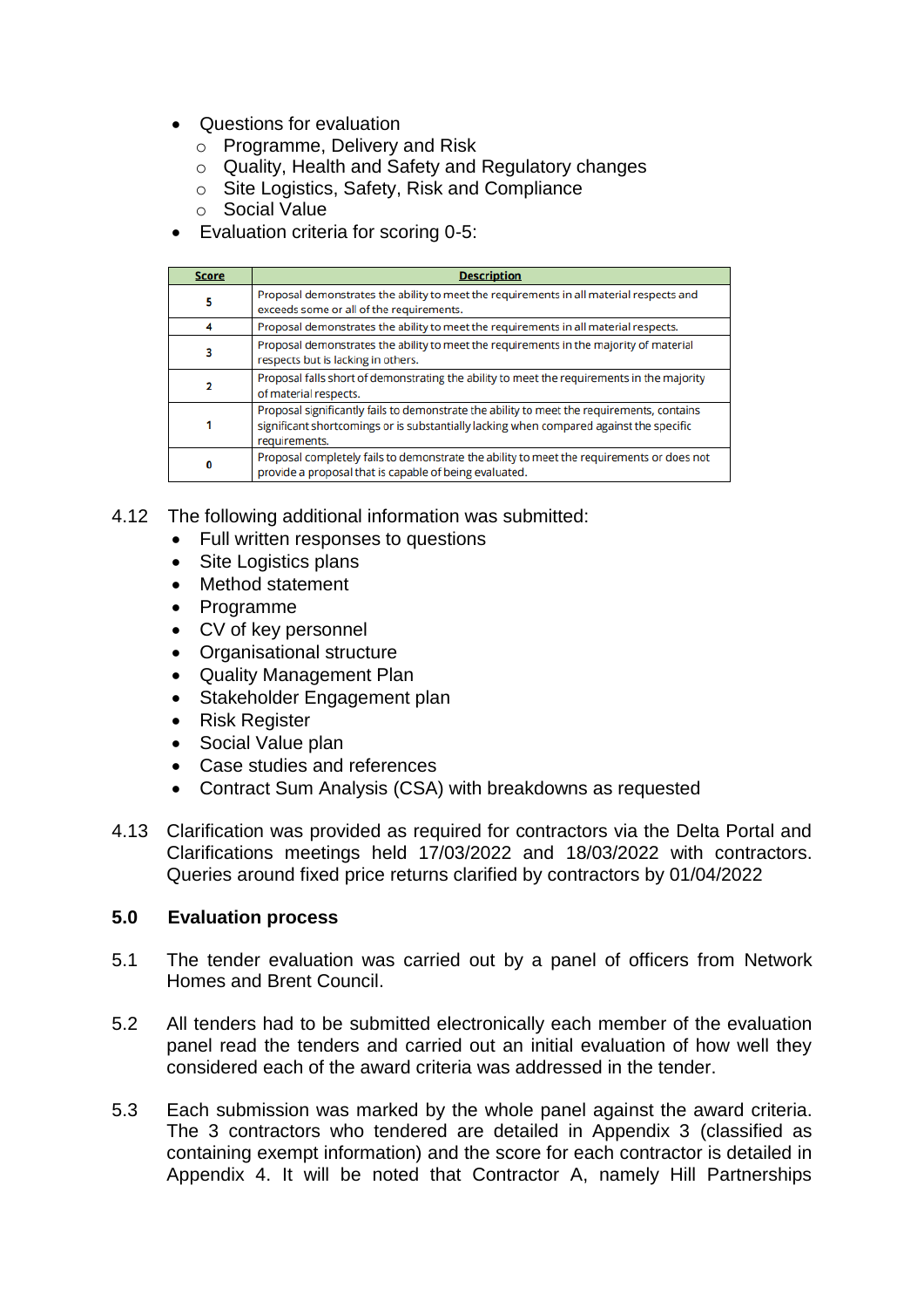- Questions for evaluation
  - Programme, Delivery and Risk
  - Quality, Health and Safety and Regulatory changes
  - Site Logistics, Safety, Risk and Compliance
  - Social Value
- Evaluation criteria for scoring 0-5:

| Score | Description |
|---|---|
| 5 | Proposal demonstrates the ability to meet the requirements in all material respects and exceeds some or all of the requirements. |
| 4 | Proposal demonstrates the ability to meet the requirements in all material respects. |
| 3 | Proposal demonstrates the ability to meet the requirements in the majority of material respects but is lacking in others. |
| 2 | Proposal falls short of demonstrating the ability to meet the requirements in the majority of material respects. |
| 1 | Proposal significantly fails to demonstrate the ability to meet the requirements, contains significant shortcomings or is substantially lacking when compared against the specific requirements. |
| 0 | Proposal completely fails to demonstrate the ability to meet the requirements or does not provide a proposal that is capable of being evaluated. |

4.12 The following additional information was submitted:

- Full written responses to questions
- Site Logistics plans
- Method statement
- Programme
- CV of key personnel
- Organisational structure
- Quality Management Plan
- Stakeholder Engagement plan
- Risk Register
- Social Value plan
- Case studies and references
- Contract Sum Analysis (CSA) with breakdowns as requested

4.13 Clarification was provided as required for contractors via the Delta Portal and Clarifications meetings held 17/03/2022 and 18/03/2022 with contractors. Queries around fixed price returns clarified by contractors by 01/04/2022

## 5.0 Evaluation process

5.1 The tender evaluation was carried out by a panel of officers from Network Homes and Brent Council.

5.2 All tenders had to be submitted electronically each member of the evaluation panel read the tenders and carried out an initial evaluation of how well they considered each of the award criteria was addressed in the tender.

5.3 Each submission was marked by the whole panel against the award criteria. The 3 contractors who tendered are detailed in Appendix 3 (classified as containing exempt information) and the score for each contractor is detailed in Appendix 4. It will be noted that Contractor A, namely Hill Partnerships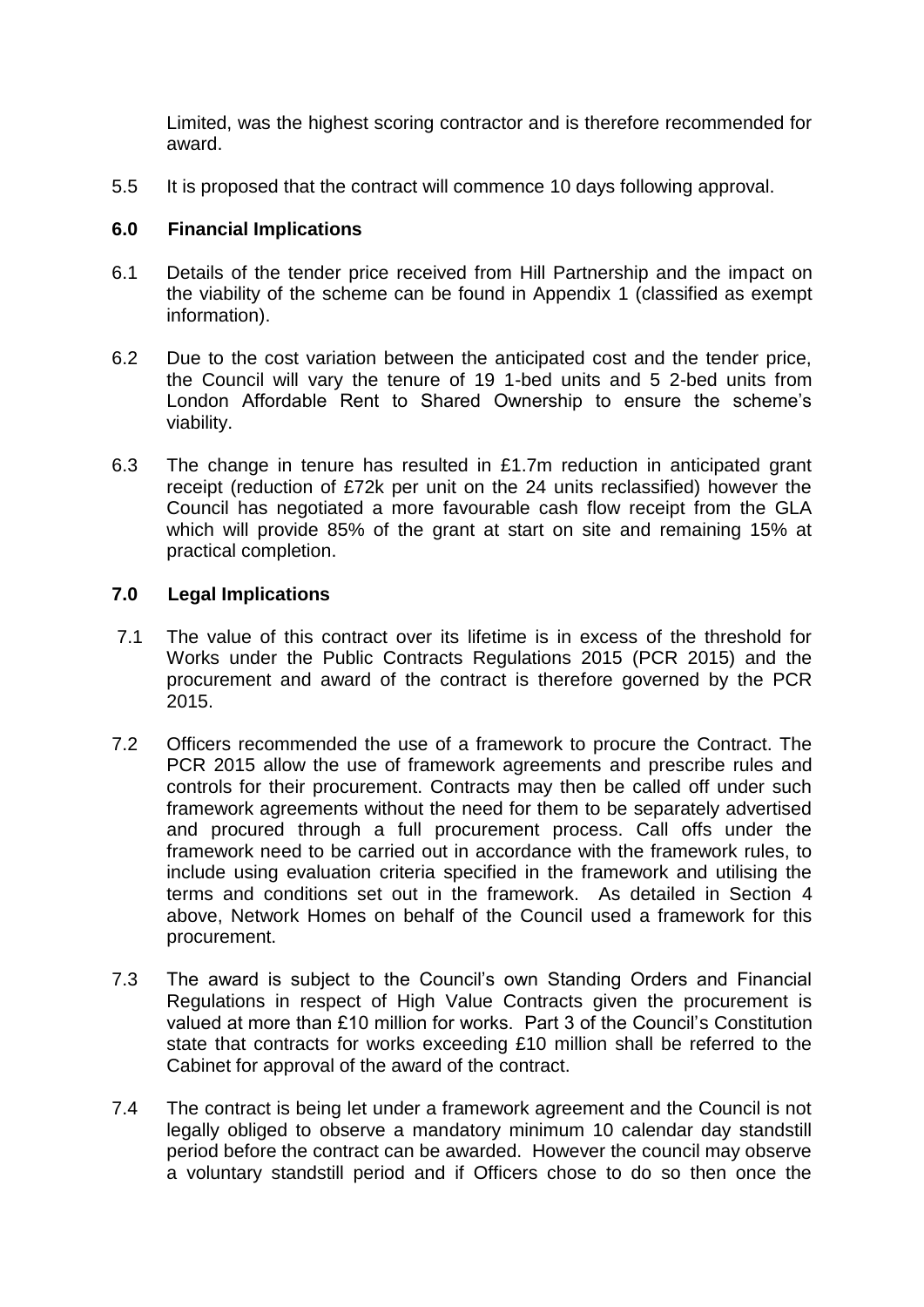Limited, was the highest scoring contractor and is therefore recommended for award.

5.5 It is proposed that the contract will commence 10 days following approval.

## 6.0 Financial Implications

6.1 Details of the tender price received from Hill Partnership and the impact on the viability of the scheme can be found in Appendix 1 (classified as exempt information).

6.2 Due to the cost variation between the anticipated cost and the tender price, the Council will vary the tenure of 19 1-bed units and 5 2-bed units from London Affordable Rent to Shared Ownership to ensure the scheme's viability.

6.3 The change in tenure has resulted in £1.7m reduction in anticipated grant receipt (reduction of £72k per unit on the 24 units reclassified) however the Council has negotiated a more favourable cash flow receipt from the GLA which will provide 85% of the grant at start on site and remaining 15% at practical completion.

## 7.0 Legal Implications

7.1 The value of this contract over its lifetime is in excess of the threshold for Works under the Public Contracts Regulations 2015 (PCR 2015) and the procurement and award of the contract is therefore governed by the PCR 2015.

7.2 Officers recommended the use of a framework to procure the Contract. The PCR 2015 allow the use of framework agreements and prescribe rules and controls for their procurement. Contracts may then be called off under such framework agreements without the need for them to be separately advertised and procured through a full procurement process. Call offs under the framework need to be carried out in accordance with the framework rules, to include using evaluation criteria specified in the framework and utilising the terms and conditions set out in the framework. As detailed in Section 4 above, Network Homes on behalf of the Council used a framework for this procurement.

7.3 The award is subject to the Council's own Standing Orders and Financial Regulations in respect of High Value Contracts given the procurement is valued at more than £10 million for works. Part 3 of the Council's Constitution state that contracts for works exceeding £10 million shall be referred to the Cabinet for approval of the award of the contract.

7.4 The contract is being let under a framework agreement and the Council is not legally obliged to observe a mandatory minimum 10 calendar day standstill period before the contract can be awarded. However the council may observe a voluntary standstill period and if Officers chose to do so then once the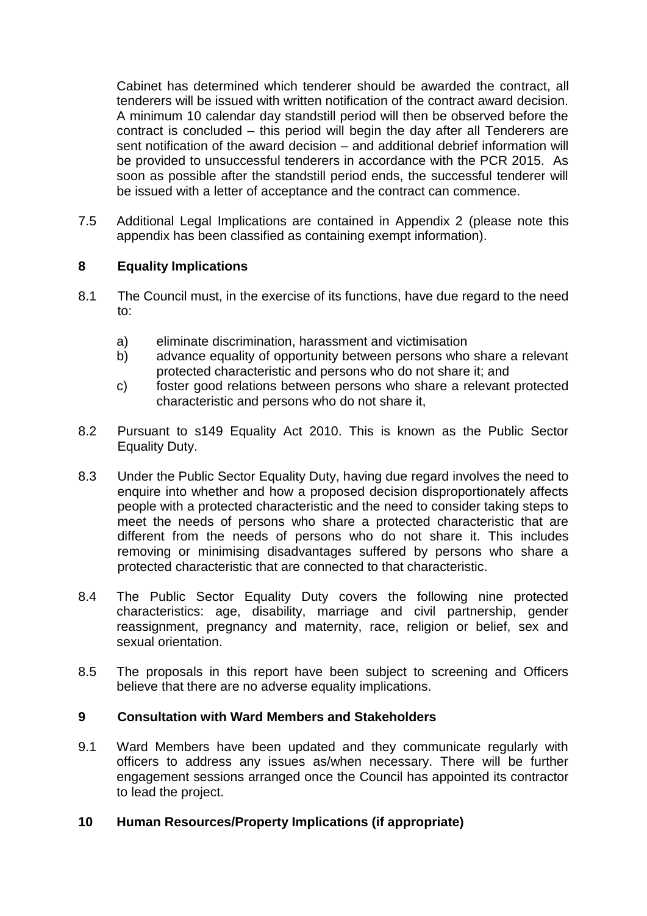Cabinet has determined which tenderer should be awarded the contract, all tenderers will be issued with written notification of the contract award decision. A minimum 10 calendar day standstill period will then be observed before the contract is concluded – this period will begin the day after all Tenderers are sent notification of the award decision – and additional debrief information will be provided to unsuccessful tenderers in accordance with the PCR 2015. As soon as possible after the standstill period ends, the successful tenderer will be issued with a letter of acceptance and the contract can commence.

7.5 Additional Legal Implications are contained in Appendix 2 (please note this appendix has been classified as containing exempt information).

## 8 Equality Implications

8.1 The Council must, in the exercise of its functions, have due regard to the need to:

a) eliminate discrimination, harassment and victimisation
b) advance equality of opportunity between persons who share a relevant protected characteristic and persons who do not share it; and
c) foster good relations between persons who share a relevant protected characteristic and persons who do not share it,

8.2 Pursuant to s149 Equality Act 2010. This is known as the Public Sector Equality Duty.

8.3 Under the Public Sector Equality Duty, having due regard involves the need to enquire into whether and how a proposed decision disproportionately affects people with a protected characteristic and the need to consider taking steps to meet the needs of persons who share a protected characteristic that are different from the needs of persons who do not share it. This includes removing or minimising disadvantages suffered by persons who share a protected characteristic that are connected to that characteristic.

8.4 The Public Sector Equality Duty covers the following nine protected characteristics: age, disability, marriage and civil partnership, gender reassignment, pregnancy and maternity, race, religion or belief, sex and sexual orientation.

8.5 The proposals in this report have been subject to screening and Officers believe that there are no adverse equality implications.

## 9 Consultation with Ward Members and Stakeholders

9.1 Ward Members have been updated and they communicate regularly with officers to address any issues as/when necessary. There will be further engagement sessions arranged once the Council has appointed its contractor to lead the project.

## 10 Human Resources/Property Implications (if appropriate)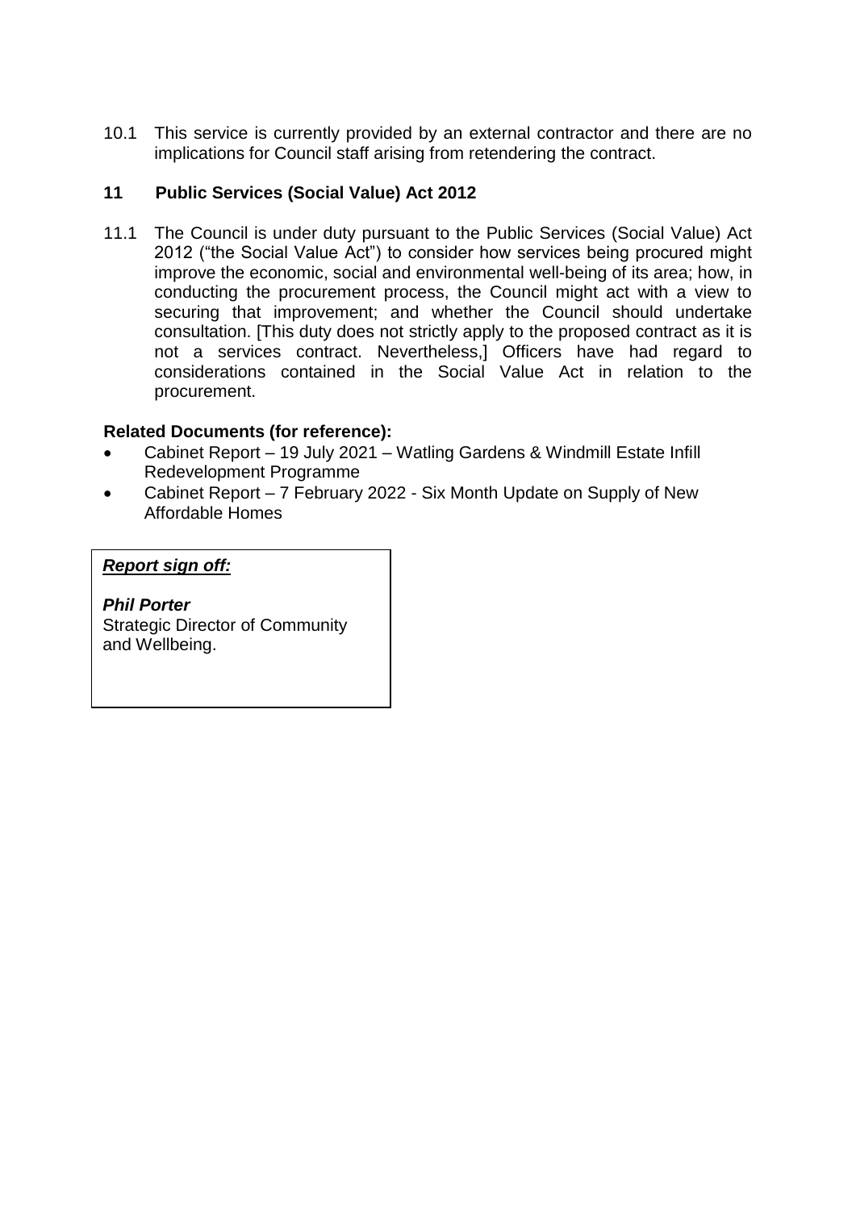10.1 This service is currently provided by an external contractor and there are no implications for Council staff arising from retendering the contract.

## 11 Public Services (Social Value) Act 2012

11.1 The Council is under duty pursuant to the Public Services (Social Value) Act 2012 ("the Social Value Act") to consider how services being procured might improve the economic, social and environmental well-being of its area; how, in conducting the procurement process, the Council might act with a view to securing that improvement; and whether the Council should undertake consultation. [This duty does not strictly apply to the proposed contract as it is not a services contract. Nevertheless,] Officers have had regard to considerations contained in the Social Value Act in relation to the procurement.

**Related Documents (for reference):**

- Cabinet Report – 19 July 2021 – Watling Gardens & Windmill Estate Infill Redevelopment Programme
- Cabinet Report – 7 February 2022 - Six Month Update on Supply of New Affordable Homes

***Report sign off:***

***Phil Porter***
Strategic Director of Community and Wellbeing.